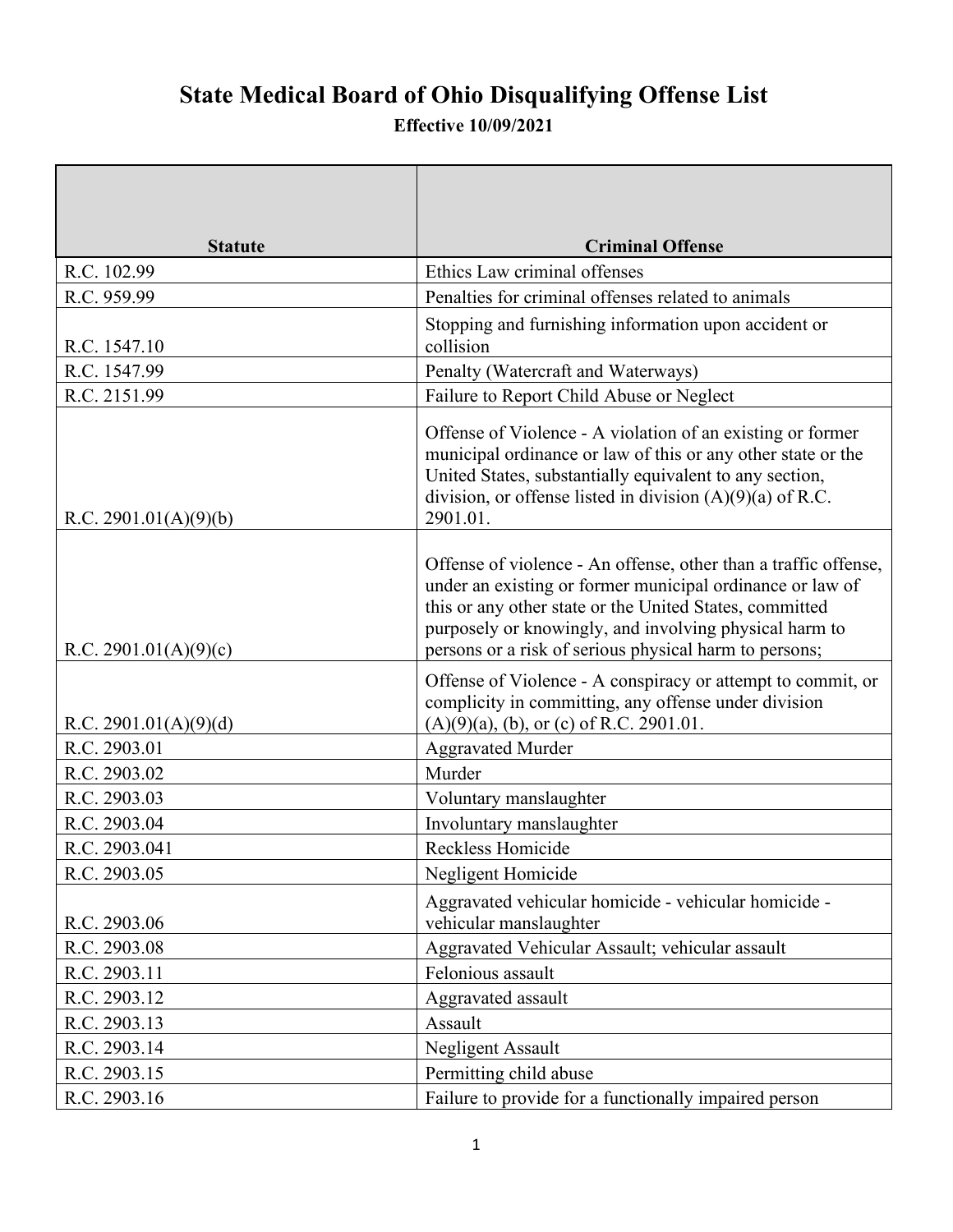# State Medical Board of Ohio Disqualifying Offense List

**Effective 10/09/2021**

| Statute | Criminal Offense |
|---|---|
| R.C. 102.99 | Ethics Law criminal offenses |
| R.C. 959.99 | Penalties for criminal offenses related to animals |
| R.C. 1547.10 | Stopping and furnishing information upon accident or collision |
| R.C. 1547.99 | Penalty (Watercraft and Waterways) |
| R.C. 2151.99 | Failure to Report Child Abuse or Neglect |
| R.C. 2901.01(A)(9)(b) | Offense of Violence - A violation of an existing or former municipal ordinance or law of this or any other state or the United States, substantially equivalent to any section, division, or offense listed in division (A)(9)(a) of R.C. 2901.01. |
| R.C. 2901.01(A)(9)(c) | Offense of violence - An offense, other than a traffic offense, under an existing or former municipal ordinance or law of this or any other state or the United States, committed purposely or knowingly, and involving physical harm to persons or a risk of serious physical harm to persons; |
| R.C. 2901.01(A)(9)(d) | Offense of Violence - A conspiracy or attempt to commit, or complicity in committing, any offense under division (A)(9)(a), (b), or (c) of R.C. 2901.01. |
| R.C. 2903.01 | Aggravated Murder |
| R.C. 2903.02 | Murder |
| R.C. 2903.03 | Voluntary manslaughter |
| R.C. 2903.04 | Involuntary manslaughter |
| R.C. 2903.041 | Reckless Homicide |
| R.C. 2903.05 | Negligent Homicide |
| R.C. 2903.06 | Aggravated vehicular homicide - vehicular homicide - vehicular manslaughter |
| R.C. 2903.08 | Aggravated Vehicular Assault; vehicular assault |
| R.C. 2903.11 | Felonious assault |
| R.C. 2903.12 | Aggravated assault |
| R.C. 2903.13 | Assault |
| R.C. 2903.14 | Negligent Assault |
| R.C. 2903.15 | Permitting child abuse |
| R.C. 2903.16 | Failure to provide for a functionally impaired person |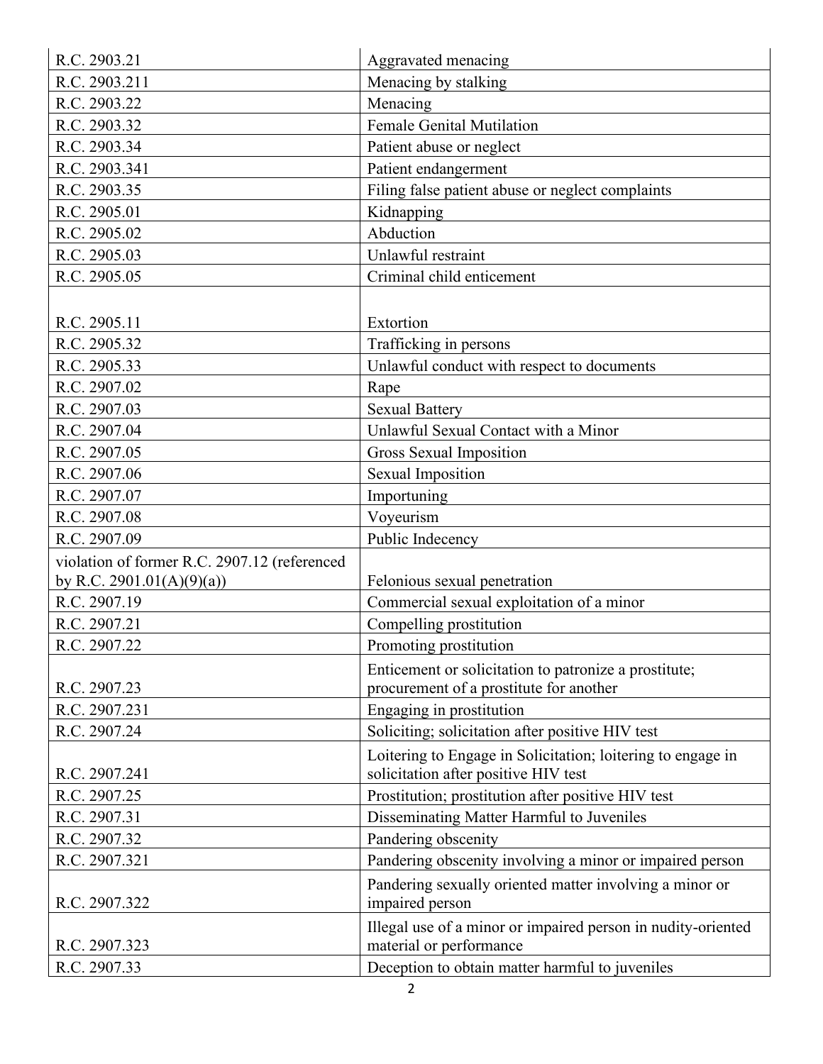| | |
|---|---|
| R.C. 2903.21 | Aggravated menacing |
| R.C. 2903.211 | Menacing by stalking |
| R.C. 2903.22 | Menacing |
| R.C. 2903.32 | Female Genital Mutilation |
| R.C. 2903.34 | Patient abuse or neglect |
| R.C. 2903.341 | Patient endangerment |
| R.C. 2903.35 | Filing false patient abuse or neglect complaints |
| R.C. 2905.01 | Kidnapping |
| R.C. 2905.02 | Abduction |
| R.C. 2905.03 | Unlawful restraint |
| R.C. 2905.05 | Criminal child enticement |
| R.C. 2905.11 | Extortion |
| R.C. 2905.32 | Trafficking in persons |
| R.C. 2905.33 | Unlawful conduct with respect to documents |
| R.C. 2907.02 | Rape |
| R.C. 2907.03 | Sexual Battery |
| R.C. 2907.04 | Unlawful Sexual Contact with a Minor |
| R.C. 2907.05 | Gross Sexual Imposition |
| R.C. 2907.06 | Sexual Imposition |
| R.C. 2907.07 | Importuning |
| R.C. 2907.08 | Voyeurism |
| R.C. 2907.09 | Public Indecency |
| violation of former R.C. 2907.12 (referenced by R.C. 2901.01(A)(9)(a)) | Felonious sexual penetration |
| R.C. 2907.19 | Commercial sexual exploitation of a minor |
| R.C. 2907.21 | Compelling prostitution |
| R.C. 2907.22 | Promoting prostitution |
| R.C. 2907.23 | Enticement or solicitation to patronize a prostitute; procurement of a prostitute for another |
| R.C. 2907.231 | Engaging in prostitution |
| R.C. 2907.24 | Soliciting; solicitation after positive HIV test |
| R.C. 2907.241 | Loitering to Engage in Solicitation; loitering to engage in solicitation after positive HIV test |
| R.C. 2907.25 | Prostitution; prostitution after positive HIV test |
| R.C. 2907.31 | Disseminating Matter Harmful to Juveniles |
| R.C. 2907.32 | Pandering obscenity |
| R.C. 2907.321 | Pandering obscenity involving a minor or impaired person |
| R.C. 2907.322 | Pandering sexually oriented matter involving a minor or impaired person |
| R.C. 2907.323 | Illegal use of a minor or impaired person in nudity-oriented material or performance |
| R.C. 2907.33 | Deception to obtain matter harmful to juveniles |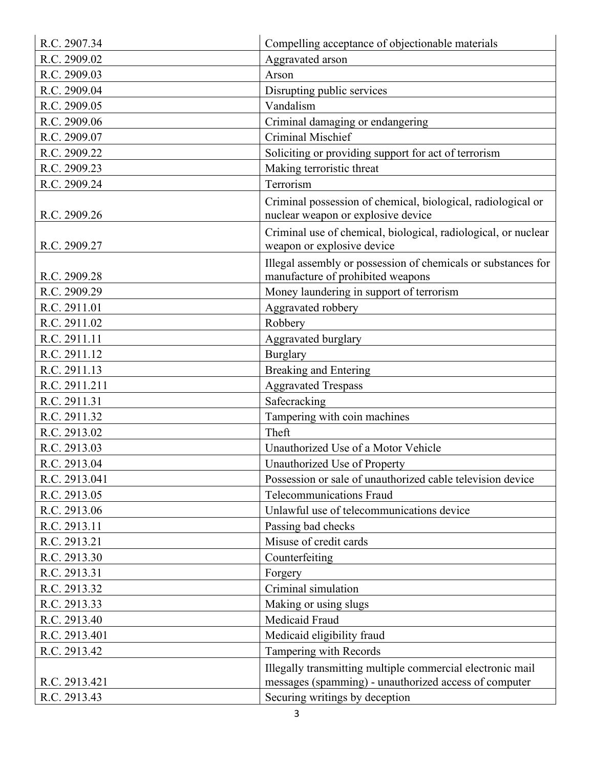| R.C. 2907.34 | Compelling acceptance of objectionable materials |
|---|---|
| R.C. 2909.02 | Aggravated arson |
| R.C. 2909.03 | Arson |
| R.C. 2909.04 | Disrupting public services |
| R.C. 2909.05 | Vandalism |
| R.C. 2909.06 | Criminal damaging or endangering |
| R.C. 2909.07 | Criminal Mischief |
| R.C. 2909.22 | Soliciting or providing support for act of terrorism |
| R.C. 2909.23 | Making terroristic threat |
| R.C. 2909.24 | Terrorism |
| R.C. 2909.26 | Criminal possession of chemical, biological, radiological or nuclear weapon or explosive device |
| R.C. 2909.27 | Criminal use of chemical, biological, radiological, or nuclear weapon or explosive device |
| R.C. 2909.28 | Illegal assembly or possession of chemicals or substances for manufacture of prohibited weapons |
| R.C. 2909.29 | Money laundering in support of terrorism |
| R.C. 2911.01 | Aggravated robbery |
| R.C. 2911.02 | Robbery |
| R.C. 2911.11 | Aggravated burglary |
| R.C. 2911.12 | Burglary |
| R.C. 2911.13 | Breaking and Entering |
| R.C. 2911.211 | Aggravated Trespass |
| R.C. 2911.31 | Safecracking |
| R.C. 2911.32 | Tampering with coin machines |
| R.C. 2913.02 | Theft |
| R.C. 2913.03 | Unauthorized Use of a Motor Vehicle |
| R.C. 2913.04 | Unauthorized Use of Property |
| R.C. 2913.041 | Possession or sale of unauthorized cable television device |
| R.C. 2913.05 | Telecommunications Fraud |
| R.C. 2913.06 | Unlawful use of telecommunications device |
| R.C. 2913.11 | Passing bad checks |
| R.C. 2913.21 | Misuse of credit cards |
| R.C. 2913.30 | Counterfeiting |
| R.C. 2913.31 | Forgery |
| R.C. 2913.32 | Criminal simulation |
| R.C. 2913.33 | Making or using slugs |
| R.C. 2913.40 | Medicaid Fraud |
| R.C. 2913.401 | Medicaid eligibility fraud |
| R.C. 2913.42 | Tampering with Records |
| R.C. 2913.421 | Illegally transmitting multiple commercial electronic mail messages (spamming) - unauthorized access of computer |
| R.C. 2913.43 | Securing writings by deception |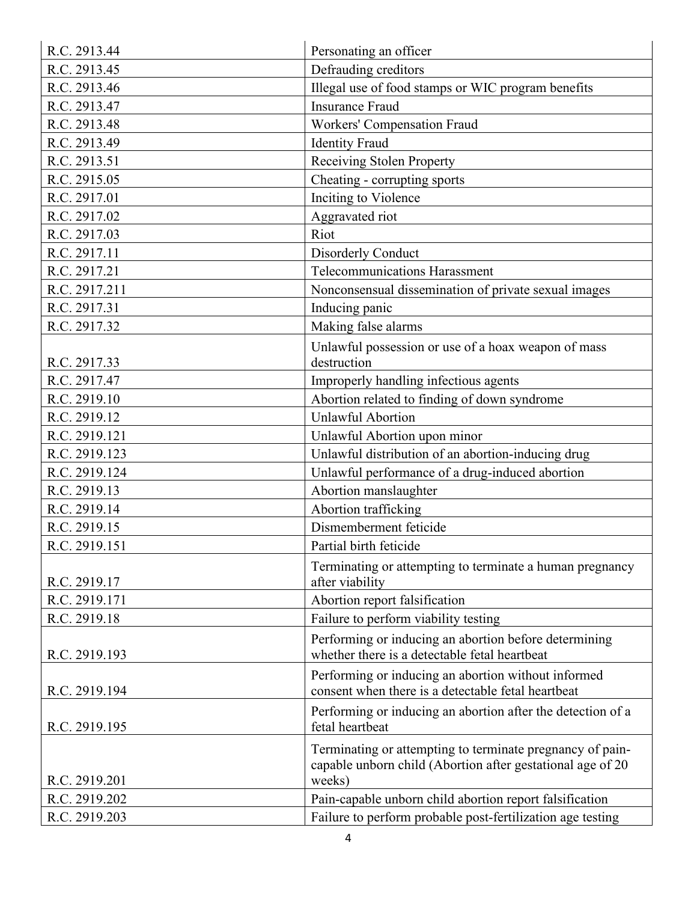| | |
|---|---|
| R.C. 2913.44 | Personating an officer |
| R.C. 2913.45 | Defrauding creditors |
| R.C. 2913.46 | Illegal use of food stamps or WIC program benefits |
| R.C. 2913.47 | Insurance Fraud |
| R.C. 2913.48 | Workers' Compensation Fraud |
| R.C. 2913.49 | Identity Fraud |
| R.C. 2913.51 | Receiving Stolen Property |
| R.C. 2915.05 | Cheating - corrupting sports |
| R.C. 2917.01 | Inciting to Violence |
| R.C. 2917.02 | Aggravated riot |
| R.C. 2917.03 | Riot |
| R.C. 2917.11 | Disorderly Conduct |
| R.C. 2917.21 | Telecommunications Harassment |
| R.C. 2917.211 | Nonconsensual dissemination of private sexual images |
| R.C. 2917.31 | Inducing panic |
| R.C. 2917.32 | Making false alarms |
| R.C. 2917.33 | Unlawful possession or use of a hoax weapon of mass destruction |
| R.C. 2917.47 | Improperly handling infectious agents |
| R.C. 2919.10 | Abortion related to finding of down syndrome |
| R.C. 2919.12 | Unlawful Abortion |
| R.C. 2919.121 | Unlawful Abortion upon minor |
| R.C. 2919.123 | Unlawful distribution of an abortion-inducing drug |
| R.C. 2919.124 | Unlawful performance of a drug-induced abortion |
| R.C. 2919.13 | Abortion manslaughter |
| R.C. 2919.14 | Abortion trafficking |
| R.C. 2919.15 | Dismemberment feticide |
| R.C. 2919.151 | Partial birth feticide |
| R.C. 2919.17 | Terminating or attempting to terminate a human pregnancy after viability |
| R.C. 2919.171 | Abortion report falsification |
| R.C. 2919.18 | Failure to perform viability testing |
| R.C. 2919.193 | Performing or inducing an abortion before determining whether there is a detectable fetal heartbeat |
| R.C. 2919.194 | Performing or inducing an abortion without informed consent when there is a detectable fetal heartbeat |
| R.C. 2919.195 | Performing or inducing an abortion after the detection of a fetal heartbeat |
| R.C. 2919.201 | Terminating or attempting to terminate pregnancy of pain-capable unborn child (Abortion after gestational age of 20 weeks) |
| R.C. 2919.202 | Pain-capable unborn child abortion report falsification |
| R.C. 2919.203 | Failure to perform probable post-fertilization age testing |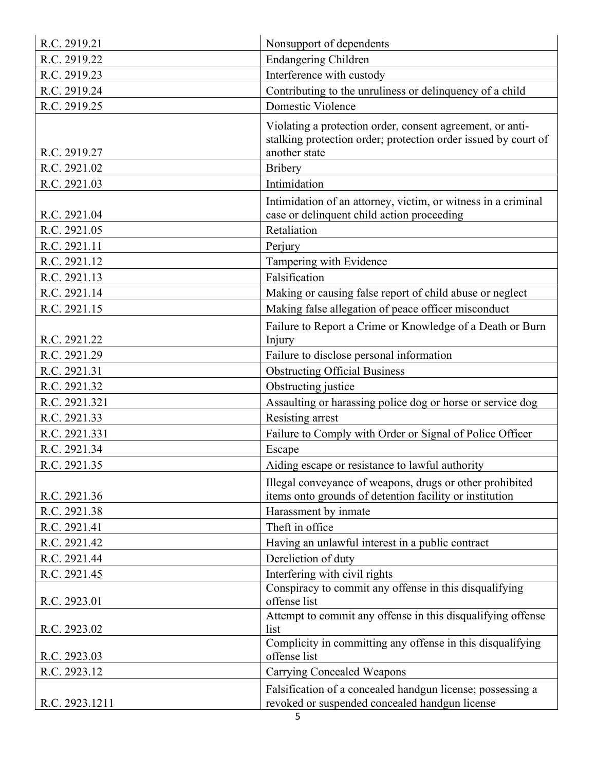| R.C. 2919.21 | Nonsupport of dependents |
|---|---|
| R.C. 2919.22 | Endangering Children |
| R.C. 2919.23 | Interference with custody |
| R.C. 2919.24 | Contributing to the unruliness or delinquency of a child |
| R.C. 2919.25 | Domestic Violence |
| R.C. 2919.27 | Violating a protection order, consent agreement, or anti-stalking protection order; protection order issued by court of another state |
| R.C. 2921.02 | Bribery |
| R.C. 2921.03 | Intimidation |
| R.C. 2921.04 | Intimidation of an attorney, victim, or witness in a criminal case or delinquent child action proceeding |
| R.C. 2921.05 | Retaliation |
| R.C. 2921.11 | Perjury |
| R.C. 2921.12 | Tampering with Evidence |
| R.C. 2921.13 | Falsification |
| R.C. 2921.14 | Making or causing false report of child abuse or neglect |
| R.C. 2921.15 | Making false allegation of peace officer misconduct |
| R.C. 2921.22 | Failure to Report a Crime or Knowledge of a Death or Burn Injury |
| R.C. 2921.29 | Failure to disclose personal information |
| R.C. 2921.31 | Obstructing Official Business |
| R.C. 2921.32 | Obstructing justice |
| R.C. 2921.321 | Assaulting or harassing police dog or horse or service dog |
| R.C. 2921.33 | Resisting arrest |
| R.C. 2921.331 | Failure to Comply with Order or Signal of Police Officer |
| R.C. 2921.34 | Escape |
| R.C. 2921.35 | Aiding escape or resistance to lawful authority |
| R.C. 2921.36 | Illegal conveyance of weapons, drugs or other prohibited items onto grounds of detention facility or institution |
| R.C. 2921.38 | Harassment by inmate |
| R.C. 2921.41 | Theft in office |
| R.C. 2921.42 | Having an unlawful interest in a public contract |
| R.C. 2921.44 | Dereliction of duty |
| R.C. 2921.45 | Interfering with civil rights |
| R.C. 2923.01 | Conspiracy to commit any offense in this disqualifying offense list |
| R.C. 2923.02 | Attempt to commit any offense in this disqualifying offense list |
| R.C. 2923.03 | Complicity in committing any offense in this disqualifying offense list |
| R.C. 2923.12 | Carrying Concealed Weapons |
| R.C. 2923.1211 | Falsification of a concealed handgun license; possessing a revoked or suspended concealed handgun license |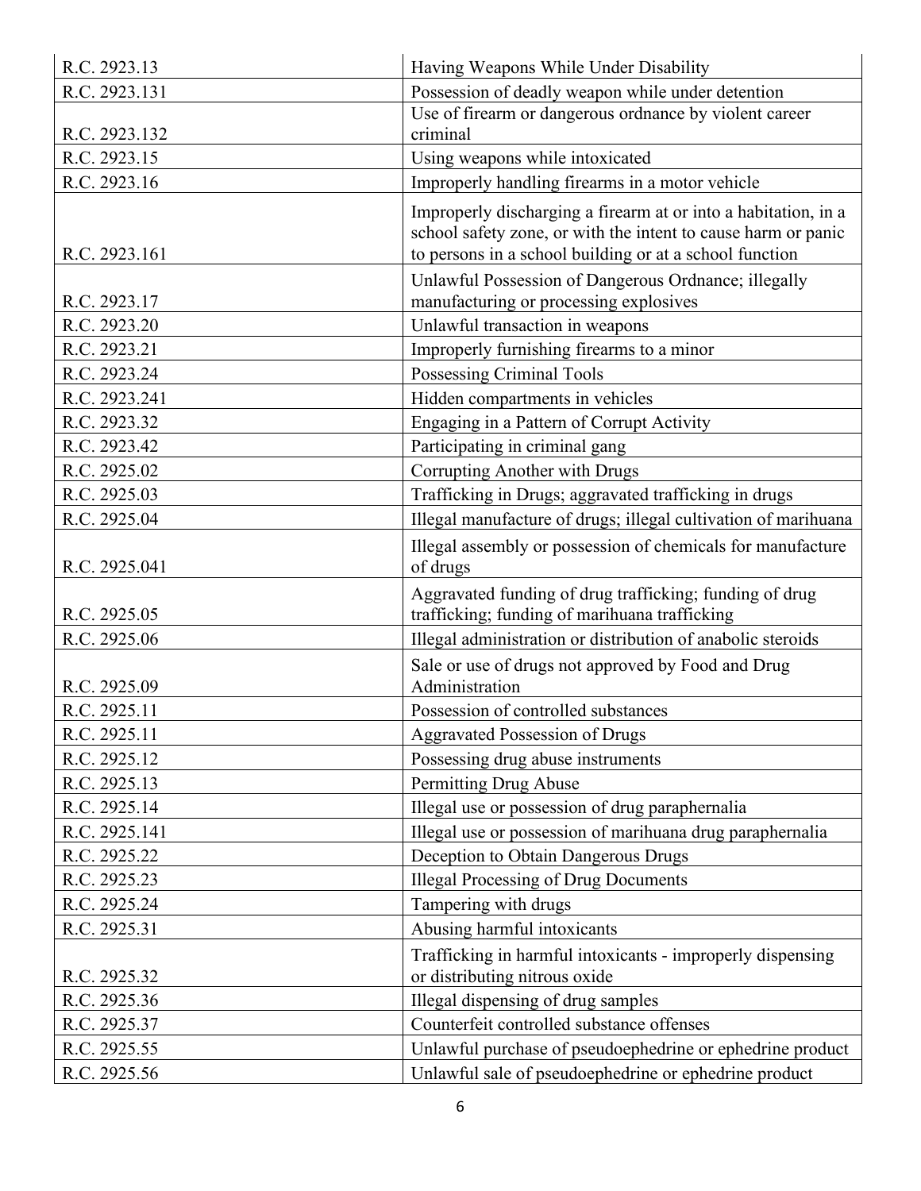| | |
|---|---|
| R.C. 2923.13 | Having Weapons While Under Disability |
| R.C. 2923.131 | Possession of deadly weapon while under detention |
| R.C. 2923.132 | Use of firearm or dangerous ordnance by violent career criminal |
| R.C. 2923.15 | Using weapons while intoxicated |
| R.C. 2923.16 | Improperly handling firearms in a motor vehicle |
| R.C. 2923.161 | Improperly discharging a firearm at or into a habitation, in a school safety zone, or with the intent to cause harm or panic to persons in a school building or at a school function |
| R.C. 2923.17 | Unlawful Possession of Dangerous Ordnance; illegally manufacturing or processing explosives |
| R.C. 2923.20 | Unlawful transaction in weapons |
| R.C. 2923.21 | Improperly furnishing firearms to a minor |
| R.C. 2923.24 | Possessing Criminal Tools |
| R.C. 2923.241 | Hidden compartments in vehicles |
| R.C. 2923.32 | Engaging in a Pattern of Corrupt Activity |
| R.C. 2923.42 | Participating in criminal gang |
| R.C. 2925.02 | Corrupting Another with Drugs |
| R.C. 2925.03 | Trafficking in Drugs; aggravated trafficking in drugs |
| R.C. 2925.04 | Illegal manufacture of drugs; illegal cultivation of marihuana |
| R.C. 2925.041 | Illegal assembly or possession of chemicals for manufacture of drugs |
| R.C. 2925.05 | Aggravated funding of drug trafficking; funding of drug trafficking; funding of marihuana trafficking |
| R.C. 2925.06 | Illegal administration or distribution of anabolic steroids |
| R.C. 2925.09 | Sale or use of drugs not approved by Food and Drug Administration |
| R.C. 2925.11 | Possession of controlled substances |
| R.C. 2925.11 | Aggravated Possession of Drugs |
| R.C. 2925.12 | Possessing drug abuse instruments |
| R.C. 2925.13 | Permitting Drug Abuse |
| R.C. 2925.14 | Illegal use or possession of drug paraphernalia |
| R.C. 2925.141 | Illegal use or possession of marihuana drug paraphernalia |
| R.C. 2925.22 | Deception to Obtain Dangerous Drugs |
| R.C. 2925.23 | Illegal Processing of Drug Documents |
| R.C. 2925.24 | Tampering with drugs |
| R.C. 2925.31 | Abusing harmful intoxicants |
| R.C. 2925.32 | Trafficking in harmful intoxicants - improperly dispensing or distributing nitrous oxide |
| R.C. 2925.36 | Illegal dispensing of drug samples |
| R.C. 2925.37 | Counterfeit controlled substance offenses |
| R.C. 2925.55 | Unlawful purchase of pseudoephedrine or ephedrine product |
| R.C. 2925.56 | Unlawful sale of pseudoephedrine or ephedrine product |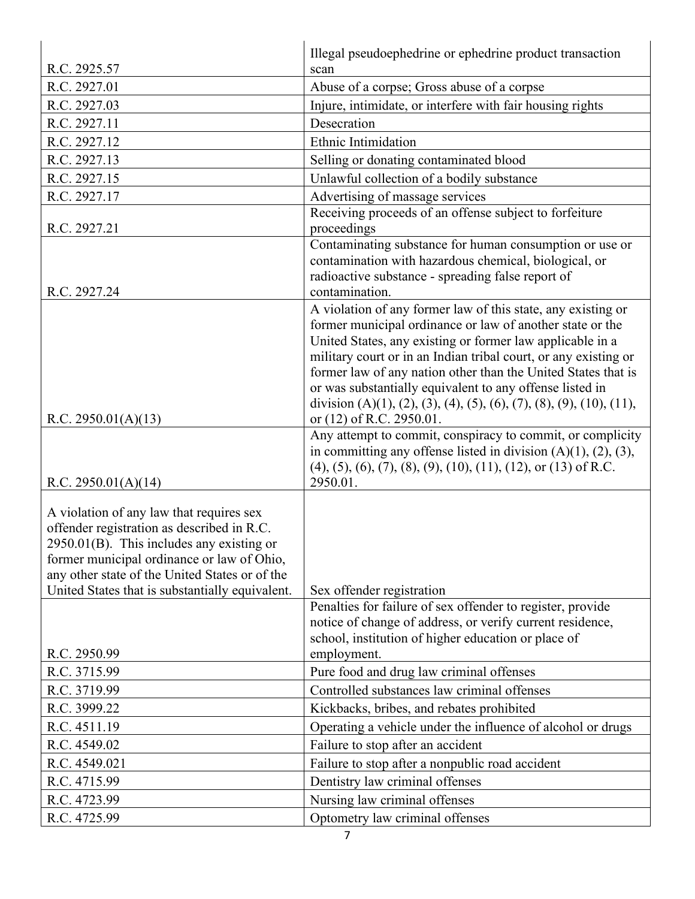| | |
|---|---|
| R.C. 2925.57 | Illegal pseudoephedrine or ephedrine product transaction scan |
| R.C. 2927.01 | Abuse of a corpse; Gross abuse of a corpse |
| R.C. 2927.03 | Injure, intimidate, or interfere with fair housing rights |
| R.C. 2927.11 | Desecration |
| R.C. 2927.12 | Ethnic Intimidation |
| R.C. 2927.13 | Selling or donating contaminated blood |
| R.C. 2927.15 | Unlawful collection of a bodily substance |
| R.C. 2927.17 | Advertising of massage services |
| R.C. 2927.21 | Receiving proceeds of an offense subject to forfeiture proceedings |
| R.C. 2927.24 | Contaminating substance for human consumption or use or contamination with hazardous chemical, biological, or radioactive substance - spreading false report of contamination. |
| R.C. 2950.01(A)(13) | A violation of any former law of this state, any existing or former municipal ordinance or law of another state or the United States, any existing or former law applicable in a military court or in an Indian tribal court, or any existing or former law of any nation other than the United States that is or was substantially equivalent to any offense listed in division (A)(1), (2), (3), (4), (5), (6), (7), (8), (9), (10), (11), or (12) of R.C. 2950.01. |
| R.C. 2950.01(A)(14) | Any attempt to commit, conspiracy to commit, or complicity in committing any offense listed in division (A)(1), (2), (3), (4), (5), (6), (7), (8), (9), (10), (11), (12), or (13) of R.C. 2950.01. |
| A violation of any law that requires sex offender registration as described in R.C. 2950.01(B). This includes any existing or former municipal ordinance or law of Ohio, any other state of the United States or of the United States that is substantially equivalent. | Sex offender registration |
| R.C. 2950.99 | Penalties for failure of sex offender to register, provide notice of change of address, or verify current residence, school, institution of higher education or place of employment. |
| R.C. 3715.99 | Pure food and drug law criminal offenses |
| R.C. 3719.99 | Controlled substances law criminal offenses |
| R.C. 3999.22 | Kickbacks, bribes, and rebates prohibited |
| R.C. 4511.19 | Operating a vehicle under the influence of alcohol or drugs |
| R.C. 4549.02 | Failure to stop after an accident |
| R.C. 4549.021 | Failure to stop after a nonpublic road accident |
| R.C. 4715.99 | Dentistry law criminal offenses |
| R.C. 4723.99 | Nursing law criminal offenses |
| R.C. 4725.99 | Optometry law criminal offenses |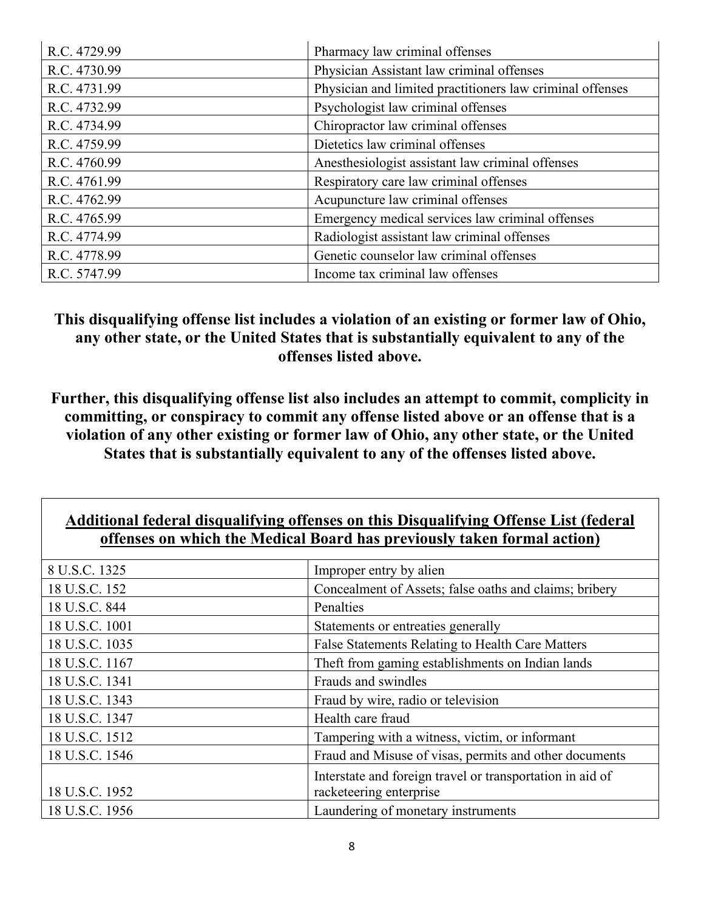| | |
|---|---|
| R.C. 4729.99 | Pharmacy law criminal offenses |
| R.C. 4730.99 | Physician Assistant law criminal offenses |
| R.C. 4731.99 | Physician and limited practitioners law criminal offenses |
| R.C. 4732.99 | Psychologist law criminal offenses |
| R.C. 4734.99 | Chiropractor law criminal offenses |
| R.C. 4759.99 | Dietetics law criminal offenses |
| R.C. 4760.99 | Anesthesiologist assistant law criminal offenses |
| R.C. 4761.99 | Respiratory care law criminal offenses |
| R.C. 4762.99 | Acupuncture law criminal offenses |
| R.C. 4765.99 | Emergency medical services law criminal offenses |
| R.C. 4774.99 | Radiologist assistant law criminal offenses |
| R.C. 4778.99 | Genetic counselor law criminal offenses |
| R.C. 5747.99 | Income tax criminal law offenses |

**This disqualifying offense list includes a violation of an existing or former law of Ohio, any other state, or the United States that is substantially equivalent to any of the offenses listed above.**

**Further, this disqualifying offense list also includes an attempt to commit, complicity in committing, or conspiracy to commit any offense listed above or an offense that is a violation of any other existing or former law of Ohio, any other state, or the United States that is substantially equivalent to any of the offenses listed above.**

| **Additional federal disqualifying offenses on this Disqualifying Offense List (federal offenses on which the Medical Board has previously taken formal action)** | |
|---|---|
| 8 U.S.C. 1325 | Improper entry by alien |
| 18 U.S.C. 152 | Concealment of Assets; false oaths and claims; bribery |
| 18 U.S.C. 844 | Penalties |
| 18 U.S.C. 1001 | Statements or entreaties generally |
| 18 U.S.C. 1035 | False Statements Relating to Health Care Matters |
| 18 U.S.C. 1167 | Theft from gaming establishments on Indian lands |
| 18 U.S.C. 1341 | Frauds and swindles |
| 18 U.S.C. 1343 | Fraud by wire, radio or television |
| 18 U.S.C. 1347 | Health care fraud |
| 18 U.S.C. 1512 | Tampering with a witness, victim, or informant |
| 18 U.S.C. 1546 | Fraud and Misuse of visas, permits and other documents |
| 18 U.S.C. 1952 | Interstate and foreign travel or transportation in aid of racketeering enterprise |
| 18 U.S.C. 1956 | Laundering of monetary instruments |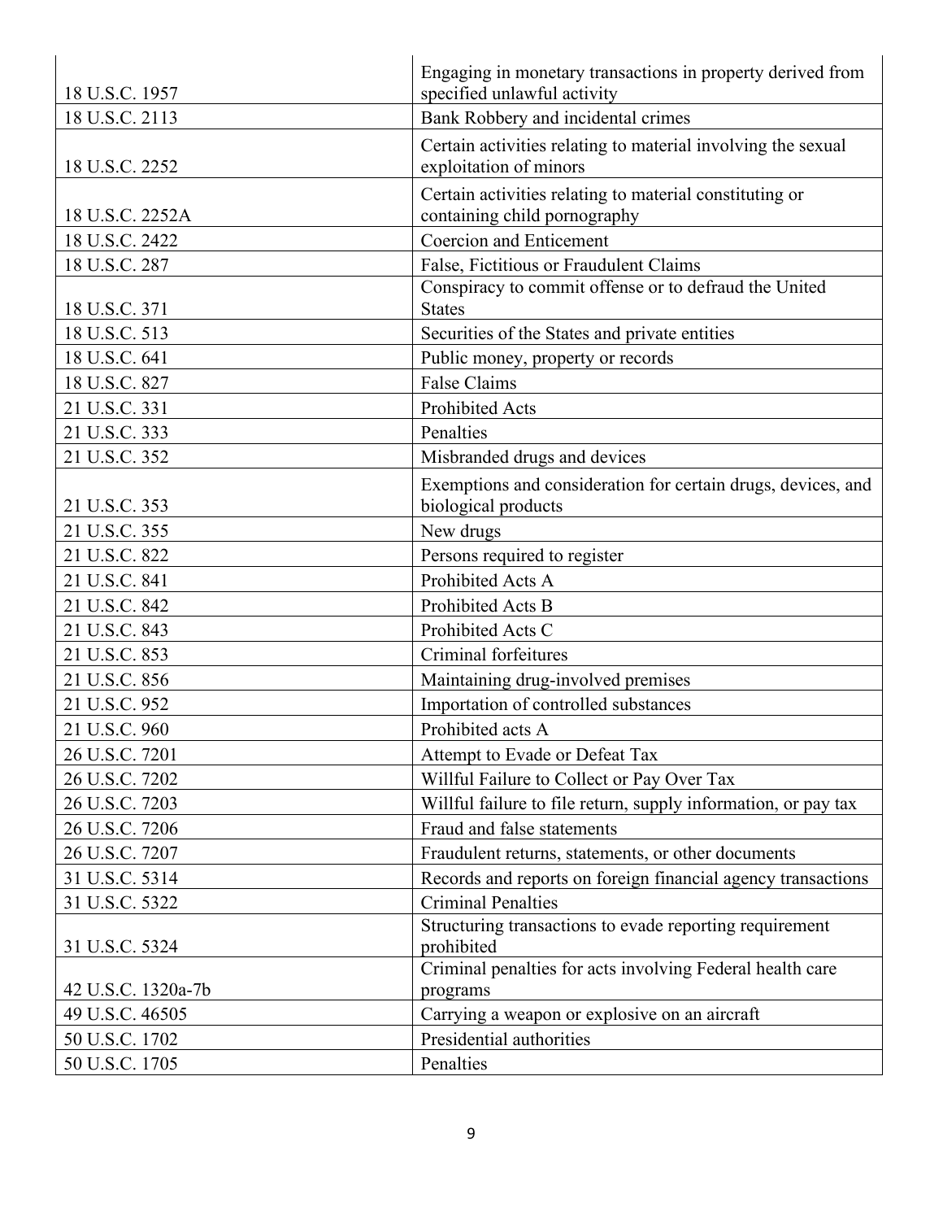| | |
|---|---|
| 18 U.S.C. 1957 | Engaging in monetary transactions in property derived from specified unlawful activity |
| 18 U.S.C. 2113 | Bank Robbery and incidental crimes |
| 18 U.S.C. 2252 | Certain activities relating to material involving the sexual exploitation of minors |
| 18 U.S.C. 2252A | Certain activities relating to material constituting or containing child pornography |
| 18 U.S.C. 2422 | Coercion and Enticement |
| 18 U.S.C. 287 | False, Fictitious or Fraudulent Claims |
| 18 U.S.C. 371 | Conspiracy to commit offense or to defraud the United States |
| 18 U.S.C. 513 | Securities of the States and private entities |
| 18 U.S.C. 641 | Public money, property or records |
| 18 U.S.C. 827 | False Claims |
| 21 U.S.C. 331 | Prohibited Acts |
| 21 U.S.C. 333 | Penalties |
| 21 U.S.C. 352 | Misbranded drugs and devices |
| 21 U.S.C. 353 | Exemptions and consideration for certain drugs, devices, and biological products |
| 21 U.S.C. 355 | New drugs |
| 21 U.S.C. 822 | Persons required to register |
| 21 U.S.C. 841 | Prohibited Acts A |
| 21 U.S.C. 842 | Prohibited Acts B |
| 21 U.S.C. 843 | Prohibited Acts C |
| 21 U.S.C. 853 | Criminal forfeitures |
| 21 U.S.C. 856 | Maintaining drug-involved premises |
| 21 U.S.C. 952 | Importation of controlled substances |
| 21 U.S.C. 960 | Prohibited acts A |
| 26 U.S.C. 7201 | Attempt to Evade or Defeat Tax |
| 26 U.S.C. 7202 | Willful Failure to Collect or Pay Over Tax |
| 26 U.S.C. 7203 | Willful failure to file return, supply information, or pay tax |
| 26 U.S.C. 7206 | Fraud and false statements |
| 26 U.S.C. 7207 | Fraudulent returns, statements, or other documents |
| 31 U.S.C. 5314 | Records and reports on foreign financial agency transactions |
| 31 U.S.C. 5322 | Criminal Penalties |
| 31 U.S.C. 5324 | Structuring transactions to evade reporting requirement prohibited |
| 42 U.S.C. 1320a-7b | Criminal penalties for acts involving Federal health care programs |
| 49 U.S.C. 46505 | Carrying a weapon or explosive on an aircraft |
| 50 U.S.C. 1702 | Presidential authorities |
| 50 U.S.C. 1705 | Penalties |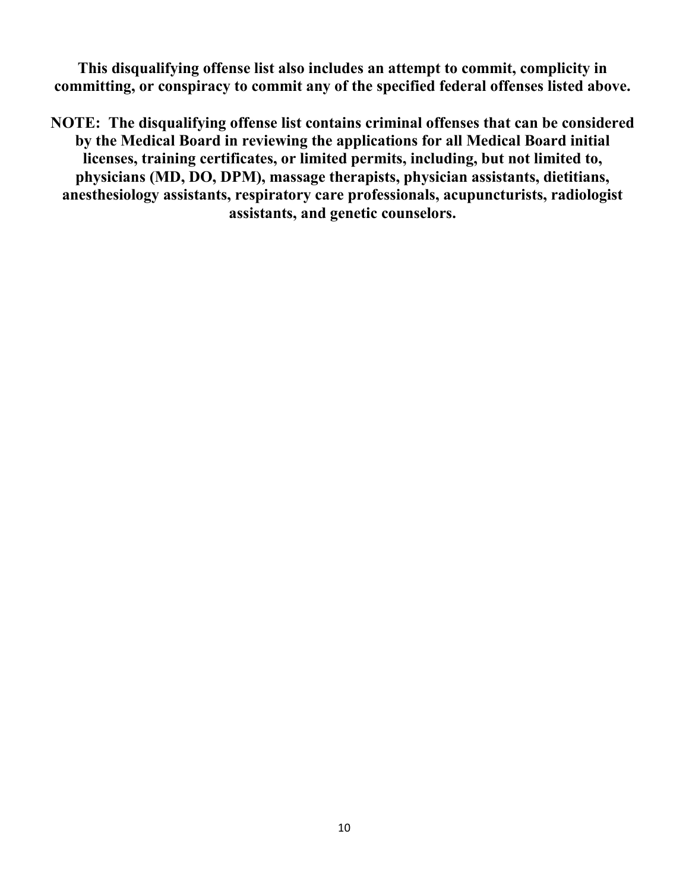**This disqualifying offense list also includes an attempt to commit, complicity in committing, or conspiracy to commit any of the specified federal offenses listed above.**

**NOTE: The disqualifying offense list contains criminal offenses that can be considered by the Medical Board in reviewing the applications for all Medical Board initial licenses, training certificates, or limited permits, including, but not limited to, physicians (MD, DO, DPM), massage therapists, physician assistants, dietitians, anesthesiology assistants, respiratory care professionals, acupuncturists, radiologist assistants, and genetic counselors.**